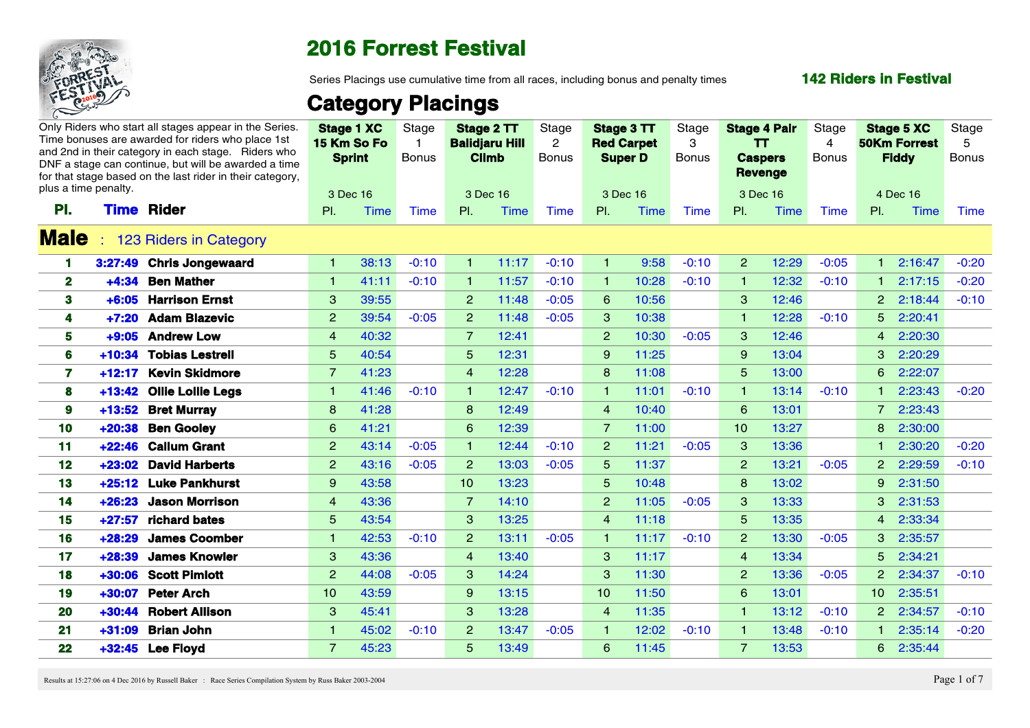# 2016 Forrest Festival

Series Placings use cumulative time from all races, including bonus and penalty times

**142 Riders in Festival**

## Category Placings

Only Riders who start all stages appear in the Series. Time bonuses are awarded for riders who place 1st and 2nd in their category in each stage. Riders who DNF a stage can continue, but will be awarded a time for that stage based on the last rider in their category, plus a time penalty.

| | | | Stage 1 XC 15 Km So Fo Sprint | | Stage 1 Bonus | Stage 2 TT Balidjaru Hill Climb | | Stage 2 Bonus | Stage 3 TT Red Carpet Super D | | Stage 3 Bonus | Stage 4 Pair TT Caspers Revenge | | Stage 4 Bonus | Stage 5 XC 50Km Forrest Fiddy | | Stage 5 Bonus |
|---|---|---|---|---|---|---|---|---|---|---|---|---|---|---|---|---|---|
| | | | 3 Dec 16 | | | 3 Dec 16 | | | 3 Dec 16 | | | 3 Dec 16 | | | 4 Dec 16 | | |
| **Pl.** | **Time** | **Rider** | Pl. | Time | Time | Pl. | Time | Time | Pl. | Time | Time | Pl. | Time | Time | Pl. | Time | Time |
| **Male** : 123 Riders in Category | | | | | | | | | | | | | | | | | |
| 1 | 3:27:49 | Chris Jongewaard | 1 | 38:13 | -0:10 | 1 | 11:17 | -0:10 | 1 | 9:58 | -0:10 | 2 | 12:29 | -0:05 | 1 | 2:16:47 | -0:20 |
| 2 | +4:34 | Ben Mather | 1 | 41:11 | -0:10 | 1 | 11:57 | -0:10 | 1 | 10:28 | -0:10 | 1 | 12:32 | -0:10 | 1 | 2:17:15 | -0:20 |
| 3 | +6:05 | Harrison Ernst | 3 | 39:55 | | 2 | 11:48 | -0:05 | 6 | 10:56 | | 3 | 12:46 | | 2 | 2:18:44 | -0:10 |
| 4 | +7:20 | Adam Blazevic | 2 | 39:54 | -0:05 | 2 | 11:48 | -0:05 | 3 | 10:38 | | 1 | 12:28 | -0:10 | 5 | 2:20:41 | |
| 5 | +9:05 | Andrew Low | 4 | 40:32 | | 7 | 12:41 | | 2 | 10:30 | -0:05 | 3 | 12:46 | | 4 | 2:20:30 | |
| 6 | +10:34 | Tobias Lestrell | 5 | 40:54 | | 5 | 12:31 | | 9 | 11:25 | | 9 | 13:04 | | 3 | 2:20:29 | |
| 7 | +12:17 | Kevin Skidmore | 7 | 41:23 | | 4 | 12:28 | | 8 | 11:08 | | 5 | 13:00 | | 6 | 2:22:07 | |
| 8 | +13:42 | Ollie Lollie Legs | 1 | 41:46 | -0:10 | 1 | 12:47 | -0:10 | 1 | 11:01 | -0:10 | 1 | 13:14 | -0:10 | 1 | 2:23:43 | -0:20 |
| 9 | +13:52 | Bret Murray | 8 | 41:28 | | 8 | 12:49 | | 4 | 10:40 | | 6 | 13:01 | | 7 | 2:23:43 | |
| 10 | +20:38 | Ben Gooley | 6 | 41:21 | | 6 | 12:39 | | 7 | 11:00 | | 10 | 13:27 | | 8 | 2:30:00 | |
| 11 | +22:46 | Callum Grant | 2 | 43:14 | -0:05 | 1 | 12:44 | -0:10 | 2 | 11:21 | -0:05 | 3 | 13:36 | | 1 | 2:30:20 | -0:20 |
| 12 | +23:02 | David Harberts | 2 | 43:16 | -0:05 | 2 | 13:03 | -0:05 | 5 | 11:37 | | 2 | 13:21 | -0:05 | 2 | 2:29:59 | -0:10 |
| 13 | +25:12 | Luke Pankhurst | 9 | 43:58 | | 10 | 13:23 | | 5 | 10:48 | | 8 | 13:02 | | 9 | 2:31:50 | |
| 14 | +26:23 | Jason Morrison | 4 | 43:36 | | 7 | 14:10 | | 2 | 11:05 | -0:05 | 3 | 13:33 | | 3 | 2:31:53 | |
| 15 | +27:57 | richard bates | 5 | 43:54 | | 3 | 13:25 | | 4 | 11:18 | | 5 | 13:35 | | 4 | 2:33:34 | |
| 16 | +28:29 | James Coomber | 1 | 42:53 | -0:10 | 2 | 13:11 | -0:05 | 1 | 11:17 | -0:10 | 2 | 13:30 | -0:05 | 3 | 2:35:57 | |
| 17 | +28:39 | James Knowler | 3 | 43:36 | | 4 | 13:40 | | 3 | 11:17 | | 4 | 13:34 | | 5 | 2:34:21 | |
| 18 | +30:06 | Scott Pimlott | 2 | 44:08 | -0:05 | 3 | 14:24 | | 3 | 11:30 | | 2 | 13:36 | -0:05 | 2 | 2:34:37 | -0:10 |
| 19 | +30:07 | Peter Arch | 10 | 43:59 | | 9 | 13:15 | | 10 | 11:50 | | 6 | 13:01 | | 10 | 2:35:51 | |
| 20 | +30:44 | Robert Allison | 3 | 45:41 | | 3 | 13:28 | | 4 | 11:35 | | 1 | 13:12 | -0:10 | 2 | 2:34:57 | -0:10 |
| 21 | +31:09 | Brian John | 1 | 45:02 | -0:10 | 2 | 13:47 | -0:05 | 1 | 12:02 | -0:10 | 1 | 13:48 | -0:10 | 1 | 2:35:14 | -0:20 |
| 22 | +32:45 | Lee Floyd | 7 | 45:23 | | 5 | 13:49 | | 6 | 11:45 | | 7 | 13:53 | | 6 | 2:35:44 | |

Results at 15:27:06 on 4 Dec 2016 by Russell Baker : Race Series Compilation System by Russ Baker 2003-2004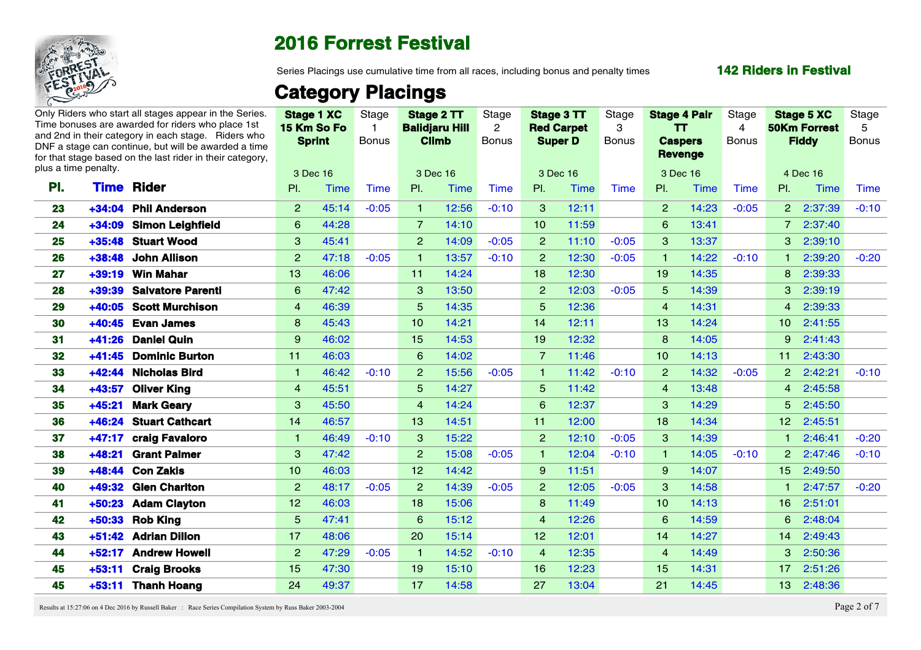# 2016 Forrest Festival

Series Placings use cumulative time from all races, including bonus and penalty times

**142 Riders in Festival**

## Category Placings

Only Riders who start all stages appear in the Series. Time bonuses are awarded for riders who place 1st and 2nd in their category in each stage. Riders who DNF a stage can continue, but will be awarded a time for that stage based on the last rider in their category, plus a time penalty.

| | | | Stage 1 XC 15 Km So Fo Sprint | | Stage 1 Bonus | Stage 2 TT Balidjaru Hill Climb | | Stage 2 Bonus | Stage 3 TT Red Carpet Super D | | Stage 3 Bonus | Stage 4 Pair TT Caspers Revenge | | Stage 4 Bonus | Stage 5 XC 50Km Forrest Fiddy | | Stage 5 Bonus |
|---|---|---|---|---|---|---|---|---|---|---|---|---|---|---|---|---|---|
| | | | 3 Dec 16 | | | 3 Dec 16 | | | 3 Dec 16 | | | 3 Dec 16 | | | 4 Dec 16 | | |
| **Pl.** | **Time** | **Rider** | Pl. | Time | Time | Pl. | Time | Time | Pl. | Time | Time | Pl. | Time | Time | Pl. | Time | Time |
| 23 | +34:04 | Phil Anderson | 2 | 45:14 | -0:05 | 1 | 12:56 | -0:10 | 3 | 12:11 | | 2 | 14:23 | -0:05 | 2 | 2:37:39 | -0:10 |
| 24 | +34:09 | Simon Leighfield | 6 | 44:28 | | 7 | 14:10 | | 10 | 11:59 | | 6 | 13:41 | | 7 | 2:37:40 | |
| 25 | +35:48 | Stuart Wood | 3 | 45:41 | | 2 | 14:09 | -0:05 | 2 | 11:10 | -0:05 | 3 | 13:37 | | 3 | 2:39:10 | |
| 26 | +38:48 | John Allison | 2 | 47:18 | -0:05 | 1 | 13:57 | -0:10 | 2 | 12:30 | -0:05 | 1 | 14:22 | -0:10 | 1 | 2:39:20 | -0:20 |
| 27 | +39:19 | Win Mahar | 13 | 46:06 | | 11 | 14:24 | | 18 | 12:30 | | 19 | 14:35 | | 8 | 2:39:33 | |
| 28 | +39:39 | Salvatore Parenti | 6 | 47:42 | | 3 | 13:50 | | 2 | 12:03 | -0:05 | 5 | 14:39 | | 3 | 2:39:19 | |
| 29 | +40:05 | Scott Murchison | 4 | 46:39 | | 5 | 14:35 | | 5 | 12:36 | | 4 | 14:31 | | 4 | 2:39:33 | |
| 30 | +40:45 | Evan James | 8 | 45:43 | | 10 | 14:21 | | 14 | 12:11 | | 13 | 14:24 | | 10 | 2:41:55 | |
| 31 | +41:26 | Daniel Quin | 9 | 46:02 | | 15 | 14:53 | | 19 | 12:32 | | 8 | 14:05 | | 9 | 2:41:43 | |
| 32 | +41:45 | Dominic Burton | 11 | 46:03 | | 6 | 14:02 | | 7 | 11:46 | | 10 | 14:13 | | 11 | 2:43:30 | |
| 33 | +42:44 | Nicholas Bird | 1 | 46:42 | -0:10 | 2 | 15:56 | -0:05 | 1 | 11:42 | -0:10 | 2 | 14:32 | -0:05 | 2 | 2:42:21 | -0:10 |
| 34 | +43:57 | Oliver King | 4 | 45:51 | | 5 | 14:27 | | 5 | 11:42 | | 4 | 13:48 | | 4 | 2:45:58 | |
| 35 | +45:21 | Mark Geary | 3 | 45:50 | | 4 | 14:24 | | 6 | 12:37 | | 3 | 14:29 | | 5 | 2:45:50 | |
| 36 | +46:24 | Stuart Cathcart | 14 | 46:57 | | 13 | 14:51 | | 11 | 12:00 | | 18 | 14:34 | | 12 | 2:45:51 | |
| 37 | +47:17 | craig Favaloro | 1 | 46:49 | -0:10 | 3 | 15:22 | | 2 | 12:10 | -0:05 | 3 | 14:39 | | 1 | 2:46:41 | -0:20 |
| 38 | +48:21 | Grant Palmer | 3 | 47:42 | | 2 | 15:08 | -0:05 | 1 | 12:04 | -0:10 | 1 | 14:05 | -0:10 | 2 | 2:47:46 | -0:10 |
| 39 | +48:44 | Con Zakis | 10 | 46:03 | | 12 | 14:42 | | 9 | 11:51 | | 9 | 14:07 | | 15 | 2:49:50 | |
| 40 | +49:32 | Glen Charlton | 2 | 48:17 | -0:05 | 2 | 14:39 | -0:05 | 2 | 12:05 | -0:05 | 3 | 14:58 | | 1 | 2:47:57 | -0:20 |
| 41 | +50:23 | Adam Clayton | 12 | 46:03 | | 18 | 15:06 | | 8 | 11:49 | | 10 | 14:13 | | 16 | 2:51:01 | |
| 42 | +50:33 | Rob King | 5 | 47:41 | | 6 | 15:12 | | 4 | 12:26 | | 6 | 14:59 | | 6 | 2:48:04 | |
| 43 | +51:42 | Adrian Dillon | 17 | 48:06 | | 20 | 15:14 | | 12 | 12:01 | | 14 | 14:27 | | 14 | 2:49:43 | |
| 44 | +52:17 | Andrew Howell | 2 | 47:29 | -0:05 | 1 | 14:52 | -0:10 | 4 | 12:35 | | 4 | 14:49 | | 3 | 2:50:36 | |
| 45 | +53:11 | Craig Brooks | 15 | 47:30 | | 19 | 15:10 | | 16 | 12:23 | | 15 | 14:31 | | 17 | 2:51:26 | |
| 45 | +53:11 | Thanh Hoang | 24 | 49:37 | | 17 | 14:58 | | 27 | 13:04 | | 21 | 14:45 | | 13 | 2:48:36 | |

Results at 15:27:06 on 4 Dec 2016 by Russell Baker : Race Series Compilation System by Russ Baker 2003-2004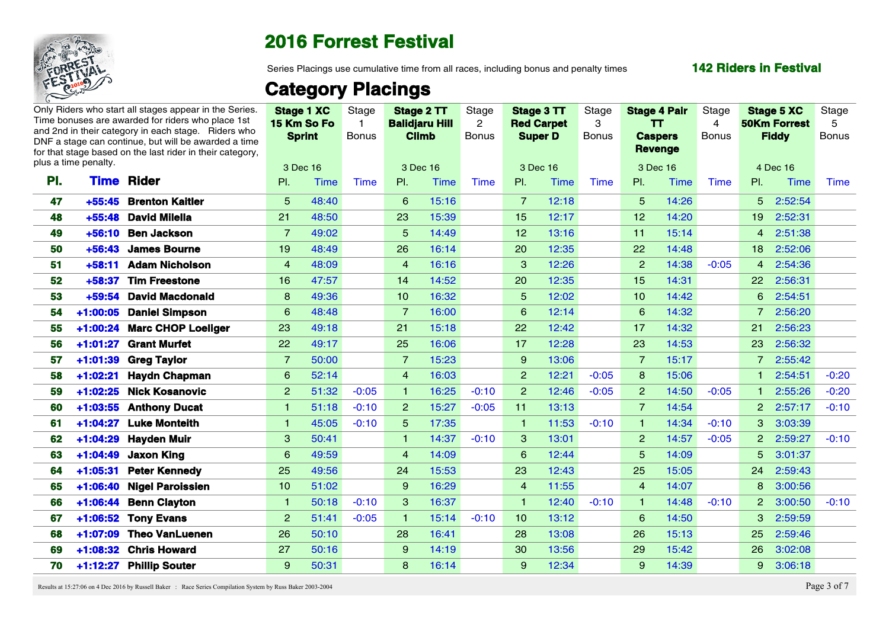# 2016 Forrest Festival

Series Placings use cumulative time from all races, including bonus and penalty times

**142 Riders in Festival**

## Category Placings

Only Riders who start all stages appear in the Series. Time bonuses are awarded for riders who place 1st and 2nd in their category in each stage. Riders who DNF a stage can continue, but will be awarded a time for that stage based on the last rider in their category, plus a time penalty.

| | | | **Stage 1 XC 15 Km So Fo Sprint** | | Stage 1 Bonus | **Stage 2 TT Balidjaru Hill Climb** | | Stage 2 Bonus | **Stage 3 TT Red Carpet Super D** | | Stage 3 Bonus | **Stage 4 Pair TT Caspers Revenge** | | Stage 4 Bonus | **Stage 5 XC 50Km Forrest Fiddy** | | Stage 5 Bonus |
|---|---|---|---|---|---|---|---|---|---|---|---|---|---|---|---|---|---|
| | | | 3 Dec 16 | | | 3 Dec 16 | | | 3 Dec 16 | | | 3 Dec 16 | | | 4 Dec 16 | | |
| **Pl.** | **Time** | **Rider** | Pl. | Time | Time | Pl. | Time | Time | Pl. | Time | Time | Pl. | Time | Time | Pl. | Time | Time |
| 47 | +55:45 | Brenton Kaitler | 5 | 48:40 | | 6 | 15:16 | | 7 | 12:18 | | 5 | 14:26 | | 5 | 2:52:54 | |
| 48 | +55:48 | David Miliella | 21 | 48:50 | | 23 | 15:39 | | 15 | 12:17 | | 12 | 14:20 | | 19 | 2:52:31 | |
| 49 | +56:10 | Ben Jackson | 7 | 49:02 | | 5 | 14:49 | | 12 | 13:16 | | 11 | 15:14 | | 4 | 2:51:38 | |
| 50 | +56:43 | James Bourne | 19 | 48:49 | | 26 | 16:14 | | 20 | 12:35 | | 22 | 14:48 | | 18 | 2:52:06 | |
| 51 | +58:11 | Adam Nicholson | 4 | 48:09 | | 4 | 16:16 | | 3 | 12:26 | | 2 | 14:38 | -0:05 | 4 | 2:54:36 | |
| 52 | +58:37 | Tim Freestone | 16 | 47:57 | | 14 | 14:52 | | 20 | 12:35 | | 15 | 14:31 | | 22 | 2:56:31 | |
| 53 | +59:54 | David Macdonald | 8 | 49:36 | | 10 | 16:32 | | 5 | 12:02 | | 10 | 14:42 | | 6 | 2:54:51 | |
| 54 | +1:00:05 | Daniel Simpson | 6 | 48:48 | | 7 | 16:00 | | 6 | 12:14 | | 6 | 14:32 | | 7 | 2:56:20 | |
| 55 | +1:00:24 | Marc CHOP Loeliger | 23 | 49:18 | | 21 | 15:18 | | 22 | 12:42 | | 17 | 14:32 | | 21 | 2:56:23 | |
| 56 | +1:01:27 | Grant Murfet | 22 | 49:17 | | 25 | 16:06 | | 17 | 12:28 | | 23 | 14:53 | | 23 | 2:56:32 | |
| 57 | +1:01:39 | Greg Taylor | 7 | 50:00 | | 7 | 15:23 | | 9 | 13:06 | | 7 | 15:17 | | 7 | 2:55:42 | |
| 58 | +1:02:21 | Haydn Chapman | 6 | 52:14 | | 4 | 16:03 | | 2 | 12:21 | -0:05 | 8 | 15:06 | | 1 | 2:54:51 | -0:20 |
| 59 | +1:02:25 | Nick Kosanovic | 2 | 51:32 | -0:05 | 1 | 16:25 | -0:10 | 2 | 12:46 | -0:05 | 2 | 14:50 | -0:05 | 1 | 2:55:26 | -0:20 |
| 60 | +1:03:55 | Anthony Ducat | 1 | 51:18 | -0:10 | 2 | 15:27 | -0:05 | 11 | 13:13 | | 7 | 14:54 | | 2 | 2:57:17 | -0:10 |
| 61 | +1:04:27 | Luke Monteith | 1 | 45:05 | -0:10 | 5 | 17:35 | | 1 | 11:53 | -0:10 | 1 | 14:34 | -0:10 | 3 | 3:03:39 | |
| 62 | +1:04:29 | Hayden Muir | 3 | 50:41 | | 1 | 14:37 | -0:10 | 3 | 13:01 | | 2 | 14:57 | -0:05 | 2 | 2:59:27 | -0:10 |
| 63 | +1:04:49 | Jaxon King | 6 | 49:59 | | 4 | 14:09 | | 6 | 12:44 | | 5 | 14:09 | | 5 | 3:01:37 | |
| 64 | +1:05:31 | Peter Kennedy | 25 | 49:56 | | 24 | 15:53 | | 23 | 12:43 | | 25 | 15:05 | | 24 | 2:59:43 | |
| 65 | +1:06:40 | Nigel Paroissien | 10 | 51:02 | | 9 | 16:29 | | 4 | 11:55 | | 4 | 14:07 | | 8 | 3:00:56 | |
| 66 | +1:06:44 | Benn Clayton | 1 | 50:18 | -0:10 | 3 | 16:37 | | 1 | 12:40 | -0:10 | 1 | 14:48 | -0:10 | 2 | 3:00:50 | -0:10 |
| 67 | +1:06:52 | Tony Evans | 2 | 51:41 | -0:05 | 1 | 15:14 | -0:10 | 10 | 13:12 | | 6 | 14:50 | | 3 | 2:59:59 | |
| 68 | +1:07:09 | Theo VanLuenen | 26 | 50:10 | | 28 | 16:41 | | 28 | 13:08 | | 26 | 15:13 | | 25 | 2:59:46 | |
| 69 | +1:08:32 | Chris Howard | 27 | 50:16 | | 9 | 14:19 | | 30 | 13:56 | | 29 | 15:42 | | 26 | 3:02:08 | |
| 70 | +1:12:27 | Phillip Souter | 9 | 50:31 | | 8 | 16:14 | | 9 | 12:34 | | 9 | 14:39 | | 9 | 3:06:18 | |

Results at 15:27:06 on 4 Dec 2016 by Russell Baker : Race Series Compilation System by Russ Baker 2003-2004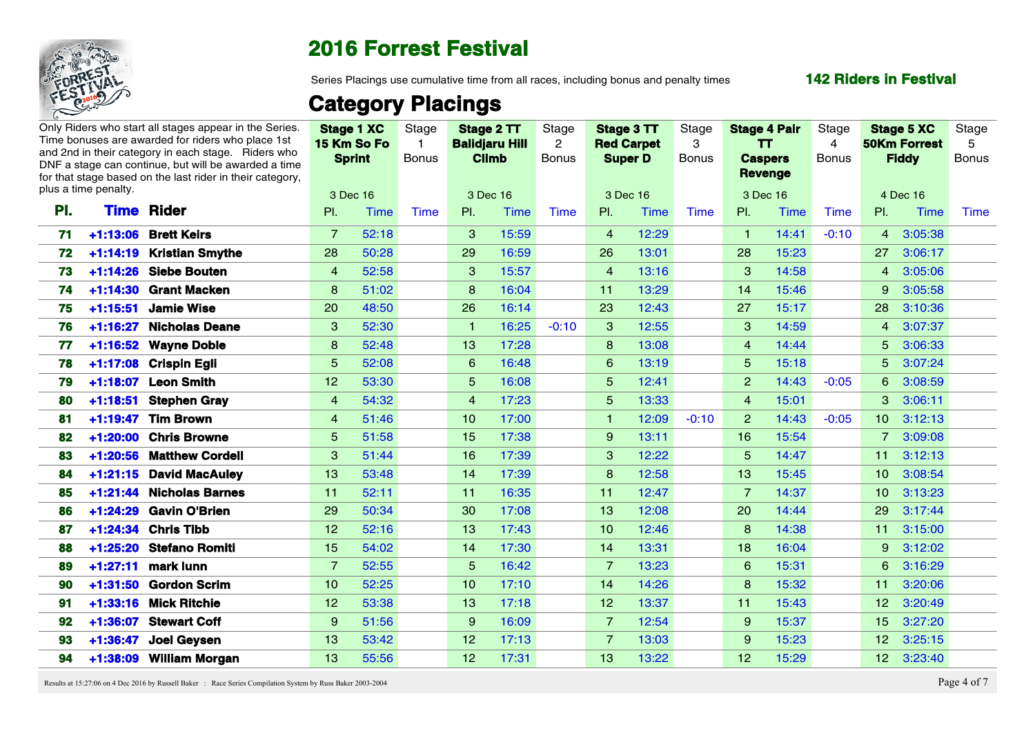# 2016 Forrest Festival

Series Placings use cumulative time from all races, including bonus and penalty times

**142 Riders in Festival**

## Category Placings

Only Riders who start all stages appear in the Series. Time bonuses are awarded for riders who place 1st and 2nd in their category in each stage. Riders who DNF a stage can continue, but will be awarded a time for that stage based on the last rider in their category, plus a time penalty.

| | | | **Stage 1 XC 15 Km So Fo Sprint** | | Stage 1 Bonus | **Stage 2 TT Balidjaru Hill Climb** | | Stage 2 Bonus | **Stage 3 TT Red Carpet Super D** | | Stage 3 Bonus | **Stage 4 Pair TT Caspers Revenge** | | Stage 4 Bonus | **Stage 5 XC 50Km Forrest Fiddy** | | Stage 5 Bonus |
|---|---|---|---|---|---|---|---|---|---|---|---|---|---|---|---|---|---|
| | | | 3 Dec 16 | | | 3 Dec 16 | | | 3 Dec 16 | | | 3 Dec 16 | | | 4 Dec 16 | | |
| **Pl.** | **Time** | **Rider** | Pl. | Time | Time | Pl. | Time | Time | Pl. | Time | Time | Pl. | Time | Time | Pl. | Time | Time |
| 71 | +1:13:06 | Brett Keirs | 7 | 52:18 | | 3 | 15:59 | | 4 | 12:29 | | 1 | 14:41 | -0:10 | 4 | 3:05:38 | |
| 72 | +1:14:19 | Kristian Smythe | 28 | 50:28 | | 29 | 16:59 | | 26 | 13:01 | | 28 | 15:23 | | 27 | 3:06:17 | |
| 73 | +1:14:26 | Siebe Bouten | 4 | 52:58 | | 3 | 15:57 | | 4 | 13:16 | | 3 | 14:58 | | 4 | 3:05:06 | |
| 74 | +1:14:30 | Grant Macken | 8 | 51:02 | | 8 | 16:04 | | 11 | 13:29 | | 14 | 15:46 | | 9 | 3:05:58 | |
| 75 | +1:15:51 | Jamie Wise | 20 | 48:50 | | 26 | 16:14 | | 23 | 12:43 | | 27 | 15:17 | | 28 | 3:10:36 | |
| 76 | +1:16:27 | Nicholas Deane | 3 | 52:30 | | 1 | 16:25 | -0:10 | 3 | 12:55 | | 3 | 14:59 | | 4 | 3:07:37 | |
| 77 | +1:16:52 | Wayne Doble | 8 | 52:48 | | 13 | 17:28 | | 8 | 13:08 | | 4 | 14:44 | | 5 | 3:06:33 | |
| 78 | +1:17:08 | Crispin Egli | 5 | 52:08 | | 6 | 16:48 | | 6 | 13:19 | | 5 | 15:18 | | 5 | 3:07:24 | |
| 79 | +1:18:07 | Leon Smith | 12 | 53:30 | | 5 | 16:08 | | 5 | 12:41 | | 2 | 14:43 | -0:05 | 6 | 3:08:59 | |
| 80 | +1:18:51 | Stephen Gray | 4 | 54:32 | | 4 | 17:23 | | 5 | 13:33 | | 4 | 15:01 | | 3 | 3:06:11 | |
| 81 | +1:19:47 | Tim Brown | 4 | 51:46 | | 10 | 17:00 | | 1 | 12:09 | -0:10 | 2 | 14:43 | -0:05 | 10 | 3:12:13 | |
| 82 | +1:20:00 | Chris Browne | 5 | 51:58 | | 15 | 17:38 | | 9 | 13:11 | | 16 | 15:54 | | 7 | 3:09:08 | |
| 83 | +1:20:56 | Matthew Cordell | 3 | 51:44 | | 16 | 17:39 | | 3 | 12:22 | | 5 | 14:47 | | 11 | 3:12:13 | |
| 84 | +1:21:15 | David MacAuley | 13 | 53:48 | | 14 | 17:39 | | 8 | 12:58 | | 13 | 15:45 | | 10 | 3:08:54 | |
| 85 | +1:21:44 | Nicholas Barnes | 11 | 52:11 | | 11 | 16:35 | | 11 | 12:47 | | 7 | 14:37 | | 10 | 3:13:23 | |
| 86 | +1:24:29 | Gavin O'Brien | 29 | 50:34 | | 30 | 17:08 | | 13 | 12:08 | | 20 | 14:44 | | 29 | 3:17:44 | |
| 87 | +1:24:34 | Chris Tibb | 12 | 52:16 | | 13 | 17:43 | | 10 | 12:46 | | 8 | 14:38 | | 11 | 3:15:00 | |
| 88 | +1:25:20 | Stefano Romiti | 15 | 54:02 | | 14 | 17:30 | | 14 | 13:31 | | 18 | 16:04 | | 9 | 3:12:02 | |
| 89 | +1:27:11 | mark lunn | 7 | 52:55 | | 5 | 16:42 | | 7 | 13:23 | | 6 | 15:31 | | 6 | 3:16:29 | |
| 90 | +1:31:50 | Gordon Scrim | 10 | 52:25 | | 10 | 17:10 | | 14 | 14:26 | | 8 | 15:32 | | 11 | 3:20:06 | |
| 91 | +1:33:16 | Mick Ritchie | 12 | 53:38 | | 13 | 17:18 | | 12 | 13:37 | | 11 | 15:43 | | 12 | 3:20:49 | |
| 92 | +1:36:07 | Stewart Coff | 9 | 51:56 | | 9 | 16:09 | | 7 | 12:54 | | 9 | 15:37 | | 15 | 3:27:20 | |
| 93 | +1:36:47 | Joel Geysen | 13 | 53:42 | | 12 | 17:13 | | 7 | 13:03 | | 9 | 15:23 | | 12 | 3:25:15 | |
| 94 | +1:38:09 | William Morgan | 13 | 55:56 | | 12 | 17:31 | | 13 | 13:22 | | 12 | 15:29 | | 12 | 3:23:40 | |

Results at 15:27:06 on 4 Dec 2016 by Russell Baker : Race Series Compilation System by Russ Baker 2003-2004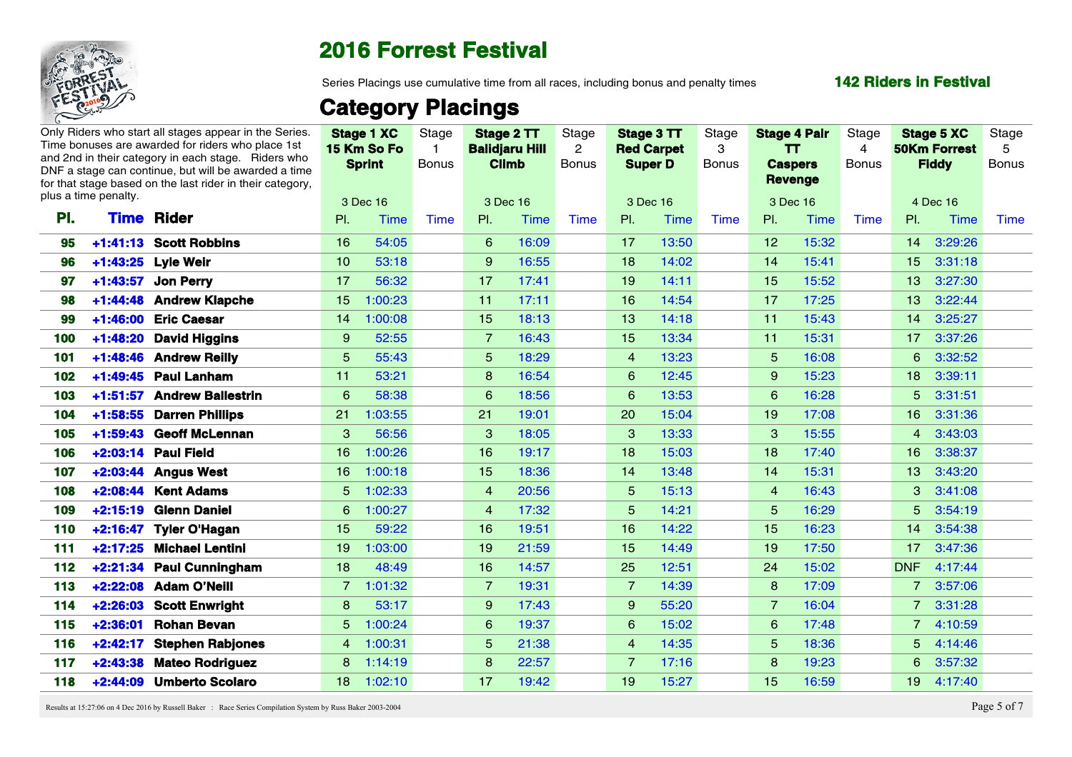# 2016 Forrest Festival

Series Placings use cumulative time from all races, including bonus and penalty times

**142 Riders in Festival**

## Category Placings

Only Riders who start all stages appear in the Series. Time bonuses are awarded for riders who place 1st and 2nd in their category in each stage. Riders who DNF a stage can continue, but will be awarded a time for that stage based on the last rider in their category, plus a time penalty.

| | | | Stage 1 XC 15 Km So Fo Sprint | | Stage 1 Bonus | Stage 2 TT Balidjaru Hill Climb | | Stage 2 Bonus | Stage 3 TT Red Carpet Super D | | Stage 3 Bonus | Stage 4 Pair TT Caspers Revenge | | Stage 4 Bonus | Stage 5 XC 50Km Forrest Fiddy | | Stage 5 Bonus |
|---|---|---|---|---|---|---|---|---|---|---|---|---|---|---|---|---|---|
| | | | 3 Dec 16 | | | 3 Dec 16 | | | 3 Dec 16 | | | 3 Dec 16 | | | 4 Dec 16 | | |
| **Pl.** | **Time** | **Rider** | Pl. | Time | Time | Pl. | Time | Time | Pl. | Time | Time | Pl. | Time | Time | Pl. | Time | Time |
| 95 | +1:41:13 | Scott Robbins | 16 | 54:05 | | 6 | 16:09 | | 17 | 13:50 | | 12 | 15:32 | | 14 | 3:29:26 | |
| 96 | +1:43:25 | Lyle Weir | 10 | 53:18 | | 9 | 16:55 | | 18 | 14:02 | | 14 | 15:41 | | 15 | 3:31:18 | |
| 97 | +1:43:57 | Jon Perry | 17 | 56:32 | | 17 | 17:41 | | 19 | 14:11 | | 15 | 15:52 | | 13 | 3:27:30 | |
| 98 | +1:44:48 | Andrew Klapche | 15 | 1:00:23 | | 11 | 17:11 | | 16 | 14:54 | | 17 | 17:25 | | 13 | 3:22:44 | |
| 99 | +1:46:00 | Eric Caesar | 14 | 1:00:08 | | 15 | 18:13 | | 13 | 14:18 | | 11 | 15:43 | | 14 | 3:25:27 | |
| 100 | +1:48:20 | David Higgins | 9 | 52:55 | | 7 | 16:43 | | 15 | 13:34 | | 11 | 15:31 | | 17 | 3:37:26 | |
| 101 | +1:48:46 | Andrew Reilly | 5 | 55:43 | | 5 | 18:29 | | 4 | 13:23 | | 5 | 16:08 | | 6 | 3:32:52 | |
| 102 | +1:49:45 | Paul Lanham | 11 | 53:21 | | 8 | 16:54 | | 6 | 12:45 | | 9 | 15:23 | | 18 | 3:39:11 | |
| 103 | +1:51:57 | Andrew Ballestrin | 6 | 58:38 | | 6 | 18:56 | | 6 | 13:53 | | 6 | 16:28 | | 5 | 3:31:51 | |
| 104 | +1:58:55 | Darren Phillips | 21 | 1:03:55 | | 21 | 19:01 | | 20 | 15:04 | | 19 | 17:08 | | 16 | 3:31:36 | |
| 105 | +1:59:43 | Geoff McLennan | 3 | 56:56 | | 3 | 18:05 | | 3 | 13:33 | | 3 | 15:55 | | 4 | 3:43:03 | |
| 106 | +2:03:14 | Paul Field | 16 | 1:00:26 | | 16 | 19:17 | | 18 | 15:03 | | 18 | 17:40 | | 16 | 3:38:37 | |
| 107 | +2:03:44 | Angus West | 16 | 1:00:18 | | 15 | 18:36 | | 14 | 13:48 | | 14 | 15:31 | | 13 | 3:43:20 | |
| 108 | +2:08:44 | Kent Adams | 5 | 1:02:33 | | 4 | 20:56 | | 5 | 15:13 | | 4 | 16:43 | | 3 | 3:41:08 | |
| 109 | +2:15:19 | Glenn Daniel | 6 | 1:00:27 | | 4 | 17:32 | | 5 | 14:21 | | 5 | 16:29 | | 5 | 3:54:19 | |
| 110 | +2:16:47 | Tyler O'Hagan | 15 | 59:22 | | 16 | 19:51 | | 16 | 14:22 | | 15 | 16:23 | | 14 | 3:54:38 | |
| 111 | +2:17:25 | Michael Lentini | 19 | 1:03:00 | | 19 | 21:59 | | 15 | 14:49 | | 19 | 17:50 | | 17 | 3:47:36 | |
| 112 | +2:21:34 | Paul Cunningham | 18 | 48:49 | | 16 | 14:57 | | 25 | 12:51 | | 24 | 15:02 | | DNF | 4:17:44 | |
| 113 | +2:22:08 | Adam O'Neill | 7 | 1:01:32 | | 7 | 19:31 | | 7 | 14:39 | | 8 | 17:09 | | 7 | 3:57:06 | |
| 114 | +2:26:03 | Scott Enwright | 8 | 53:17 | | 9 | 17:43 | | 9 | 55:20 | | 7 | 16:04 | | 7 | 3:31:28 | |
| 115 | +2:36:01 | Rohan Bevan | 5 | 1:00:24 | | 6 | 19:37 | | 6 | 15:02 | | 6 | 17:48 | | 7 | 4:10:59 | |
| 116 | +2:42:17 | Stephen Rabjones | 4 | 1:00:31 | | 5 | 21:38 | | 4 | 14:35 | | 5 | 18:36 | | 5 | 4:14:46 | |
| 117 | +2:43:38 | Mateo Rodriguez | 8 | 1:14:19 | | 8 | 22:57 | | 7 | 17:16 | | 8 | 19:23 | | 6 | 3:57:32 | |
| 118 | +2:44:09 | Umberto Scolaro | 18 | 1:02:10 | | 17 | 19:42 | | 19 | 15:27 | | 15 | 16:59 | | 19 | 4:17:40 | |

Results at 15:27:06 on 4 Dec 2016 by Russell Baker : Race Series Compilation System by Russ Baker 2003-2004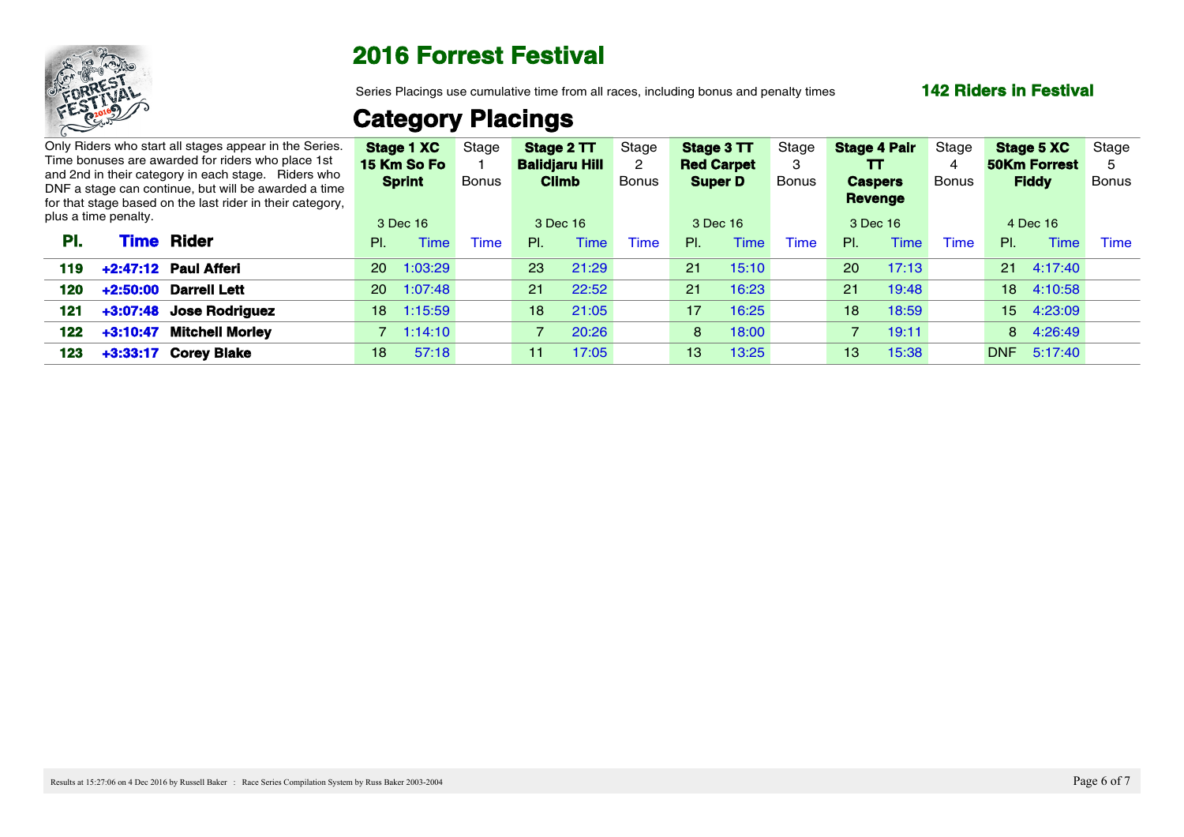# 2016 Forrest Festival

Series Placings use cumulative time from all races, including bonus and penalty times

**142 Riders in Festival**

## Category Placings

Only Riders who start all stages appear in the Series. Time bonuses are awarded for riders who place 1st and 2nd in their category in each stage. Riders who DNF a stage can continue, but will be awarded a time for that stage based on the last rider in their category, plus a time penalty.

| | | | Stage 1 XC 15 Km So Fo Sprint | | Stage 1 Bonus | Stage 2 TT Balidjaru Hill Climb | | Stage 2 Bonus | Stage 3 TT Red Carpet Super D | | Stage 3 Bonus | Stage 4 Pair TT Caspers Revenge | | Stage 4 Bonus | Stage 5 XC 50Km Forrest Fiddy | | Stage 5 Bonus |
|---|---|---|---|---|---|---|---|---|---|---|---|---|---|---|---|---|---|
| | | | 3 Dec 16 | | | 3 Dec 16 | | | 3 Dec 16 | | | 3 Dec 16 | | | 4 Dec 16 | | |
| **Pl.** | **Time** | **Rider** | Pl. | Time | Time | Pl. | Time | Time | Pl. | Time | Time | Pl. | Time | Time | Pl. | Time | Time |
| **119** | **+2:47:12** | **Paul Afferi** | 20 | 1:03:29 | | 23 | 21:29 | | 21 | 15:10 | | 20 | 17:13 | | 21 | 4:17:40 | |
| **120** | **+2:50:00** | **Darrell Lett** | 20 | 1:07:48 | | 21 | 22:52 | | 21 | 16:23 | | 21 | 19:48 | | 18 | 4:10:58 | |
| **121** | **+3:07:48** | **Jose Rodriguez** | 18 | 1:15:59 | | 18 | 21:05 | | 17 | 16:25 | | 18 | 18:59 | | 15 | 4:23:09 | |
| **122** | **+3:10:47** | **Mitchell Morley** | 7 | 1:14:10 | | 7 | 20:26 | | 8 | 18:00 | | 7 | 19:11 | | 8 | 4:26:49 | |
| **123** | **+3:33:17** | **Corey Blake** | 18 | 57:18 | | 11 | 17:05 | | 13 | 13:25 | | 13 | 15:38 | | DNF | 5:17:40 | |

Results at 15:27:06 on 4 Dec 2016 by Russell Baker : Race Series Compilation System by Russ Baker 2003-2004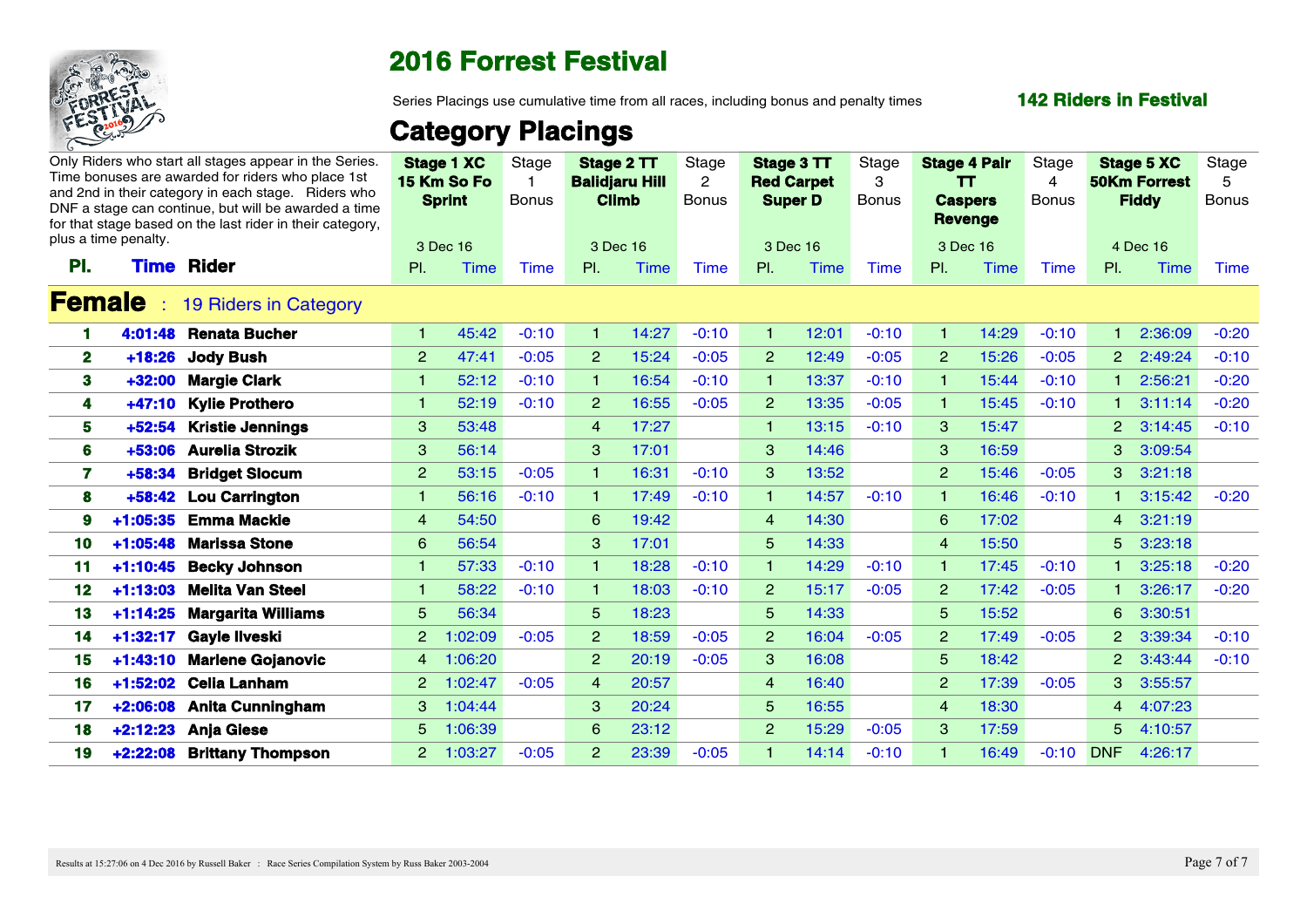# 2016 Forrest Festival

Series Placings use cumulative time from all races, including bonus and penalty times

**142 Riders in Festival**

## Category Placings

Only Riders who start all stages appear in the Series. Time bonuses are awarded for riders who place 1st and 2nd in their category in each stage. Riders who DNF a stage can continue, but will be awarded a time for that stage based on the last rider in their category, plus a time penalty.

| | | | **Stage 1 XC 15 Km So Fo Sprint** | | Stage 1 Bonus | **Stage 2 TT Balidjaru Hill Climb** | | Stage 2 Bonus | **Stage 3 TT Red Carpet Super D** | | Stage 3 Bonus | **Stage 4 Pair TT Caspers Revenge** | | Stage 4 Bonus | **Stage 5 XC 50Km Forrest Fiddy** | | Stage 5 Bonus |
|---|---|---|---|---|---|---|---|---|---|---|---|---|---|---|---|---|---|
| | | | 3 Dec 16 | | | 3 Dec 16 | | | 3 Dec 16 | | | 3 Dec 16 | | | 4 Dec 16 | | |
| **Pl.** | **Time** | **Rider** | Pl. | Time | Time | Pl. | Time | Time | Pl. | Time | Time | Pl. | Time | Time | Pl. | Time | Time |
| **Female** | : 19 Riders in Category | | | | | | | | | | | | | | | | |
| 1 | 4:01:48 | Renata Bucher | 1 | 45:42 | -0:10 | 1 | 14:27 | -0:10 | 1 | 12:01 | -0:10 | 1 | 14:29 | -0:10 | 1 | 2:36:09 | -0:20 |
| 2 | +18:26 | Jody Bush | 2 | 47:41 | -0:05 | 2 | 15:24 | -0:05 | 2 | 12:49 | -0:05 | 2 | 15:26 | -0:05 | 2 | 2:49:24 | -0:10 |
| 3 | +32:00 | Margie Clark | 1 | 52:12 | -0:10 | 1 | 16:54 | -0:10 | 1 | 13:37 | -0:10 | 1 | 15:44 | -0:10 | 1 | 2:56:21 | -0:20 |
| 4 | +47:10 | Kylie Prothero | 1 | 52:19 | -0:10 | 2 | 16:55 | -0:05 | 2 | 13:35 | -0:05 | 1 | 15:45 | -0:10 | 1 | 3:11:14 | -0:20 |
| 5 | +52:54 | Kristie Jennings | 3 | 53:48 | | 4 | 17:27 | | 1 | 13:15 | -0:10 | 3 | 15:47 | | 2 | 3:14:45 | -0:10 |
| 6 | +53:06 | Aurelia Strozik | 3 | 56:14 | | 3 | 17:01 | | 3 | 14:46 | | 3 | 16:59 | | 3 | 3:09:54 | |
| 7 | +58:34 | Bridget Slocum | 2 | 53:15 | -0:05 | 1 | 16:31 | -0:10 | 3 | 13:52 | | 2 | 15:46 | -0:05 | 3 | 3:21:18 | |
| 8 | +58:42 | Lou Carrington | 1 | 56:16 | -0:10 | 1 | 17:49 | -0:10 | 1 | 14:57 | -0:10 | 1 | 16:46 | -0:10 | 1 | 3:15:42 | -0:20 |
| 9 | +1:05:35 | Emma Mackie | 4 | 54:50 | | 6 | 19:42 | | 4 | 14:30 | | 6 | 17:02 | | 4 | 3:21:19 | |
| 10 | +1:05:48 | Marissa Stone | 6 | 56:54 | | 3 | 17:01 | | 5 | 14:33 | | 4 | 15:50 | | 5 | 3:23:18 | |
| 11 | +1:10:45 | Becky Johnson | 1 | 57:33 | -0:10 | 1 | 18:28 | -0:10 | 1 | 14:29 | -0:10 | 1 | 17:45 | -0:10 | 1 | 3:25:18 | -0:20 |
| 12 | +1:13:03 | Melita Van Steel | 1 | 58:22 | -0:10 | 1 | 18:03 | -0:10 | 2 | 15:17 | -0:05 | 2 | 17:42 | -0:05 | 1 | 3:26:17 | -0:20 |
| 13 | +1:14:25 | Margarita Williams | 5 | 56:34 | | 5 | 18:23 | | 5 | 14:33 | | 5 | 15:52 | | 6 | 3:30:51 | |
| 14 | +1:32:17 | Gayle Ilveski | 2 | 1:02:09 | -0:05 | 2 | 18:59 | -0:05 | 2 | 16:04 | -0:05 | 2 | 17:49 | -0:05 | 2 | 3:39:34 | -0:10 |
| 15 | +1:43:10 | Marlene Gojanovic | 4 | 1:06:20 | | 2 | 20:19 | -0:05 | 3 | 16:08 | | 5 | 18:42 | | 2 | 3:43:44 | -0:10 |
| 16 | +1:52:02 | Celia Lanham | 2 | 1:02:47 | -0:05 | 4 | 20:57 | | 4 | 16:40 | | 2 | 17:39 | -0:05 | 3 | 3:55:57 | |
| 17 | +2:06:08 | Anita Cunningham | 3 | 1:04:44 | | 3 | 20:24 | | 5 | 16:55 | | 4 | 18:30 | | 4 | 4:07:23 | |
| 18 | +2:12:23 | Anja Giese | 5 | 1:06:39 | | 6 | 23:12 | | 2 | 15:29 | -0:05 | 3 | 17:59 | | 5 | 4:10:57 | |
| 19 | +2:22:08 | Brittany Thompson | 2 | 1:03:27 | -0:05 | 2 | 23:39 | -0:05 | 1 | 14:14 | -0:10 | 1 | 16:49 | -0:10 | DNF | 4:26:17 | |

Results at 15:27:06 on 4 Dec 2016 by Russell Baker : Race Series Compilation System by Russ Baker 2003-2004